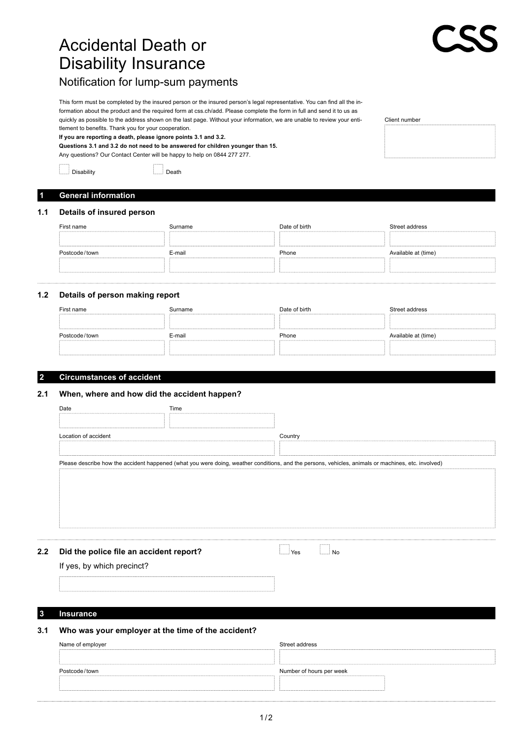# Accidental Death or Disability Insurance

## Notification for lump-sum payments

CSS

This form must be completed by the insured person or the insured person's legal representative. You can find all the information about the product and the required form at css.ch/add. Please complete the form in full and send it to us as quickly as possible to the address shown on the last page. Without your information, we are unable to review your entitlement to benefits. Thank you for your cooperation.

**If you are reporting a death, please ignore points 3.1 and 3.2.**

**Questions 3.1 and 3.2 do not need to be answered for children younger than 15.**

Any questions? Our Contact Center will be happy to help on 0844 277 277.

Client number

☐ Disability ☐ Death

## 1 General information

### 1.1 Details of insured person

| First name | Surname | Date of birth | Street address |
|---|---|---|---|
| | | | |
| **Postcode / town** | **E-mail** | **Phone** | **Available at (time)** |
| | | | |

### 1.2 Details of person making report

| First name | Surname | Date of birth | Street address |
|---|---|---|---|
| | | | |
| **Postcode / town** | **E-mail** | **Phone** | **Available at (time)** |
| | | | |

## 2 Circumstances of accident

### 2.1 When, where and how did the accident happen?

| Date | Time |
|---|---|
| | |

| Location of accident | Country |
|---|---|
| | |

Please describe how the accident happened (what you were doing, weather conditions, and the persons, vehicles, animals or machines, etc. involved)

### 2.2 Did the police file an accident report?

☐ Yes ☐ No

If yes, by which precinct?

## 3 Insurance

### 3.1 Who was your employer at the time of the accident?

| Name of employer | Street address |
|---|---|
| | |
| **Postcode / town** | **Number of hours per week** |
| | |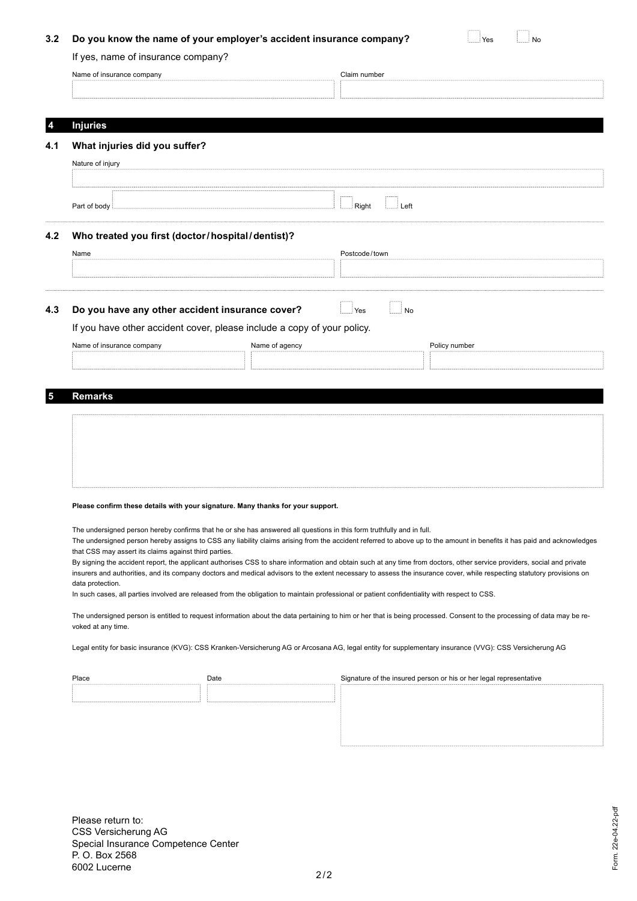**3.2 Do you know the name of your employer's accident insurance company?** ☐ Yes ☐ No

If yes, name of insurance company?

| Name of insurance company | Claim number |
|---|---|
| | |

## 4 Injuries

**4.1 What injuries did you suffer?**

Nature of injury

Part of body ☐ Right ☐ Left

**4.2 Who treated you first (doctor / hospital / dentist)?**

| Name | Postcode / town |
|---|---|
| | |

**4.3 Do you have any other accident insurance cover?** ☐ Yes ☐ No

If you have other accident cover, please include a copy of your policy.

| Name of insurance company | Name of agency | Policy number |
|---|---|---|
| | | |

## 5 Remarks

**Please confirm these details with your signature. Many thanks for your support.**

The undersigned person hereby confirms that he or she has answered all questions in this form truthfully and in full.
The undersigned person hereby assigns to CSS any liability claims arising from the accident referred to above up to the amount in benefits it has paid and acknowledges that CSS may assert its claims against third parties.
By signing the accident report, the applicant authorises CSS to share information and obtain such at any time from doctors, other service providers, social and private insurers and authorities, and its company doctors and medical advisors to the extent necessary to assess the insurance cover, while respecting statutory provisions on data protection.
In such cases, all parties involved are released from the obligation to maintain professional or patient confidentiality with respect to CSS.

The undersigned person is entitled to request information about the data pertaining to him or her that is being processed. Consent to the processing of data may be revoked at any time.

Legal entity for basic insurance (KVG): CSS Kranken-Versicherung AG or Arcosana AG, legal entity for supplementary insurance (VVG): CSS Versicherung AG

| Place | Date | Signature of the insured person or his or her legal representative |
|---|---|---|
| | | |

Please return to:
CSS Versicherung AG
Special Insurance Competence Center
P. O. Box 2568
6002 Lucerne

Form. 22e-04.22-pdf